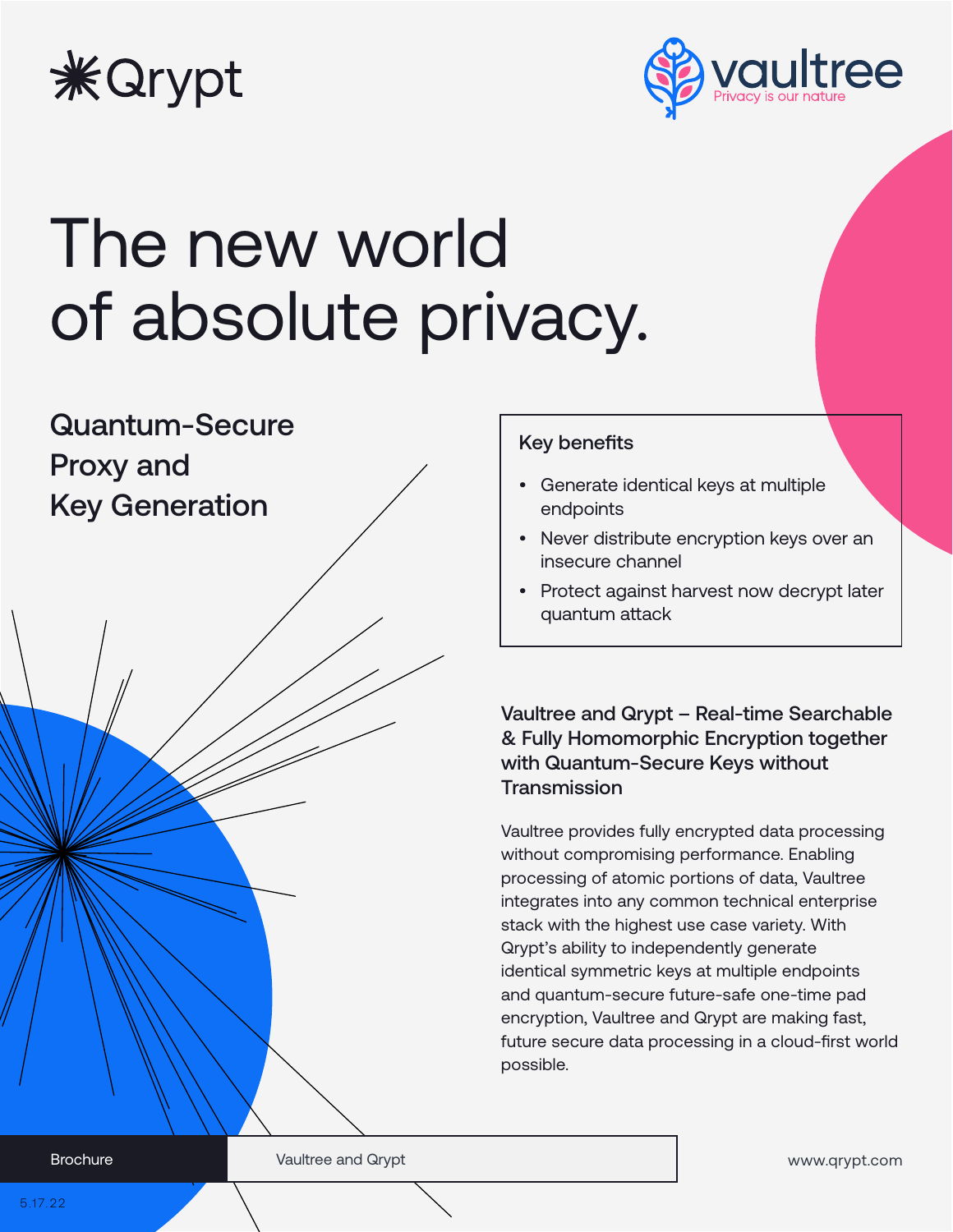Qrypt

vaultree
Privacy is our nature

# The new world of absolute privacy.

## Quantum-Secure Proxy and Key Generation

### Key benefits

- Generate identical keys at multiple endpoints
- Never distribute encryption keys over an insecure channel
- Protect against harvest now decrypt later quantum attack

### Vaultree and Qrypt – Real-time Searchable & Fully Homomorphic Encryption together with Quantum-Secure Keys without Transmission

Vaultree provides fully encrypted data processing without compromising performance. Enabling processing of atomic portions of data, Vaultree integrates into any common technical enterprise stack with the highest use case variety. With Qrypt's ability to independently generate identical symmetric keys at multiple endpoints and quantum-secure future-safe one-time pad encryption, Vaultree and Qrypt are making fast, future secure data processing in a cloud-first world possible.

Brochure | Vaultree and Qrypt

www.qrypt.com

5.17.22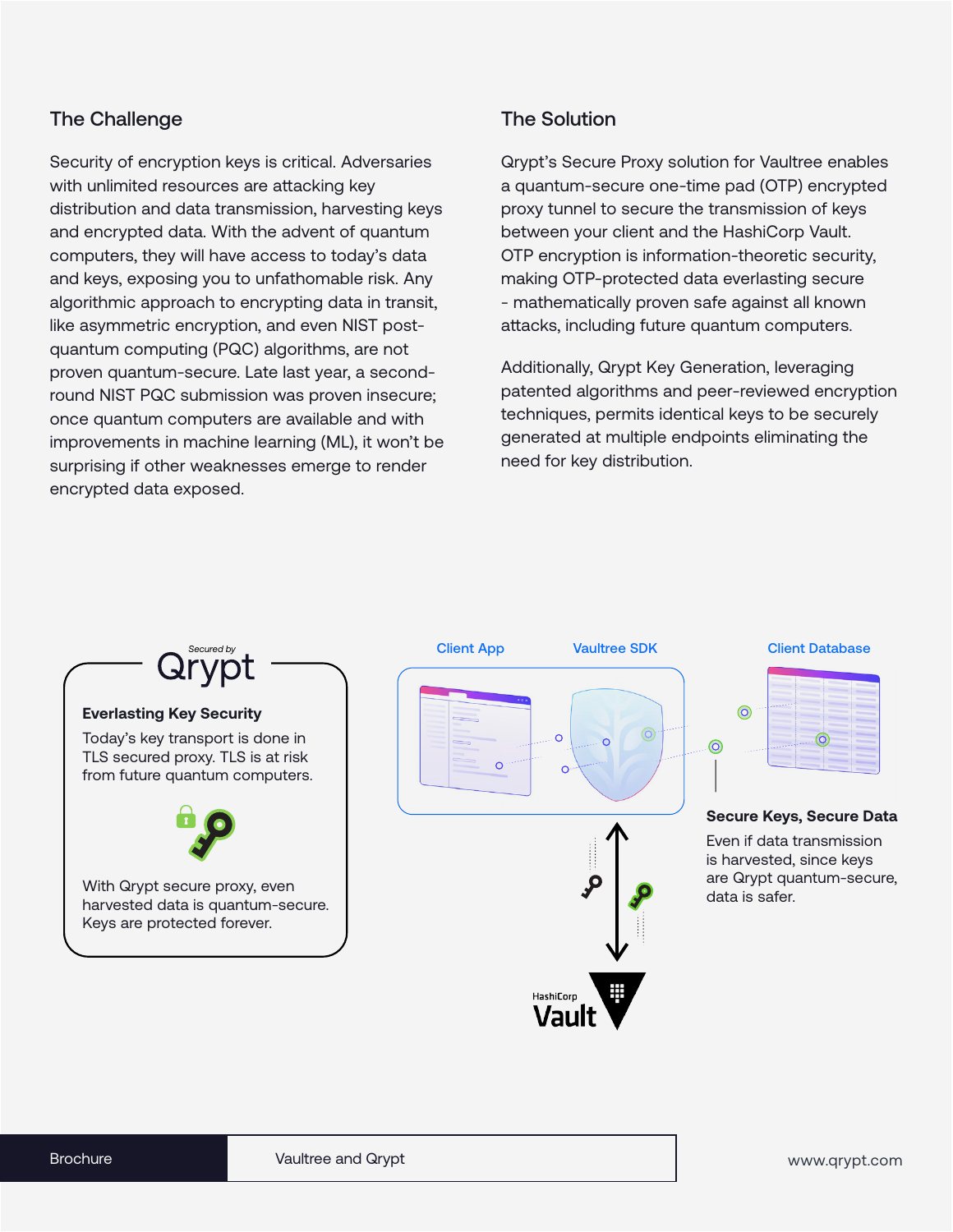## The Challenge

Security of encryption keys is critical. Adversaries with unlimited resources are attacking key distribution and data transmission, harvesting keys and encrypted data. With the advent of quantum computers, they will have access to today's data and keys, exposing you to unfathomable risk. Any algorithmic approach to encrypting data in transit, like asymmetric encryption, and even NIST post-quantum computing (PQC) algorithms, are not proven quantum-secure. Late last year, a second-round NIST PQC submission was proven insecure; once quantum computers are available and with improvements in machine learning (ML), it won't be surprising if other weaknesses emerge to render encrypted data exposed.

## The Solution

Qrypt's Secure Proxy solution for Vaultree enables a quantum-secure one-time pad (OTP) encrypted proxy tunnel to secure the transmission of keys between your client and the HashiCorp Vault. OTP encryption is information-theoretic security, making OTP-protected data everlasting secure - mathematically proven safe against all known attacks, including future quantum computers.

Additionally, Qrypt Key Generation, leveraging patented algorithms and peer-reviewed encryption techniques, permits identical keys to be securely generated at multiple endpoints eliminating the need for key distribution.

Secured by Qrypt

**Everlasting Key Security**

Today's key transport is done in TLS secured proxy. TLS is at risk from future quantum computers.

With Qrypt secure proxy, even harvested data is quantum-secure. Keys are protected forever.

Client App

Vaultree SDK

Client Database

**Secure Keys, Secure Data**

Even if data transmission is harvested, since keys are Qrypt quantum-secure, data is safer.

HashiCorp Vault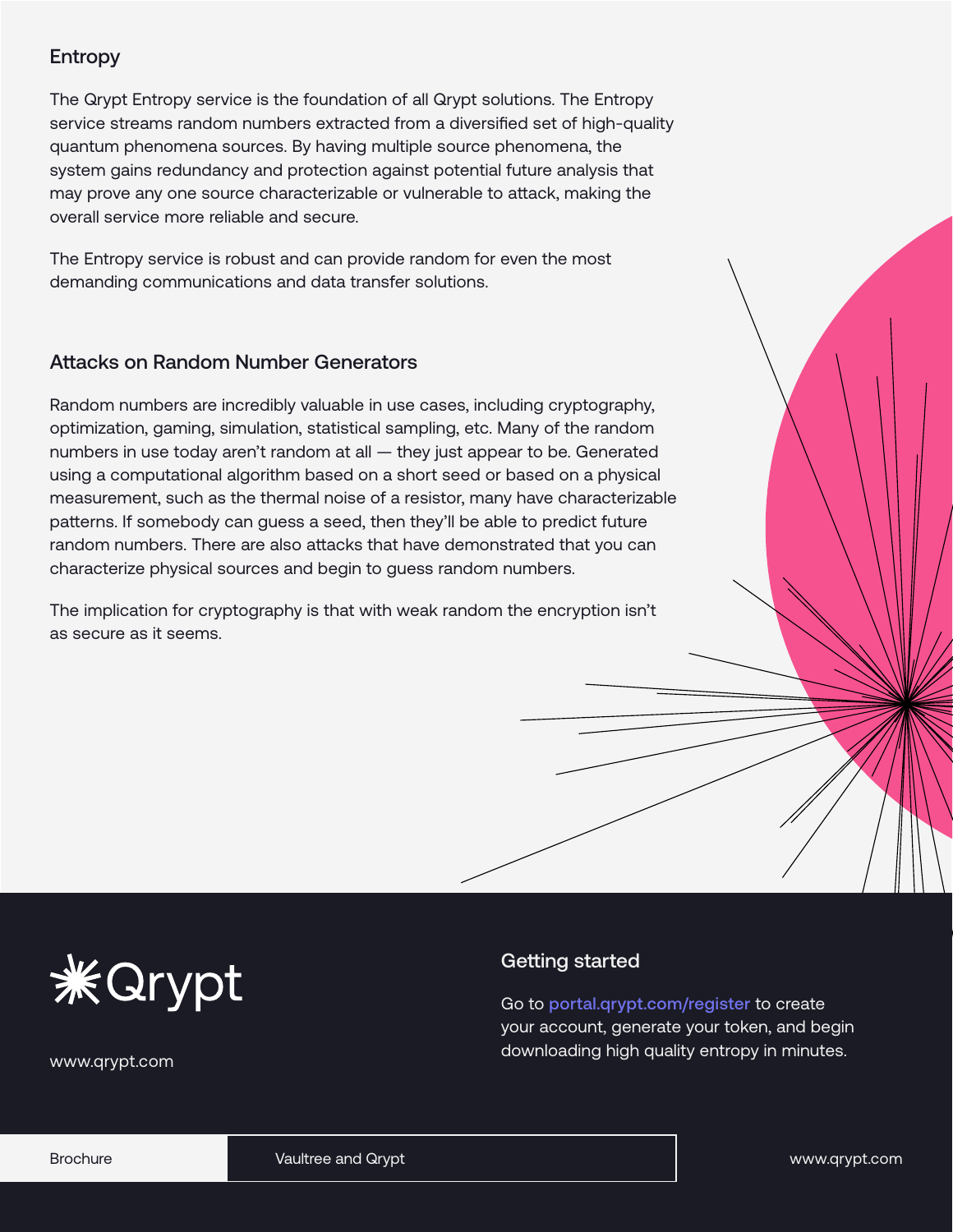## Entropy

The Qrypt Entropy service is the foundation of all Qrypt solutions. The Entropy service streams random numbers extracted from a diversified set of high-quality quantum phenomena sources. By having multiple source phenomena, the system gains redundancy and protection against potential future analysis that may prove any one source characterizable or vulnerable to attack, making the overall service more reliable and secure.

The Entropy service is robust and can provide random for even the most demanding communications and data transfer solutions.

## Attacks on Random Number Generators

Random numbers are incredibly valuable in use cases, including cryptography, optimization, gaming, simulation, statistical sampling, etc. Many of the random numbers in use today aren't random at all — they just appear to be. Generated using a computational algorithm based on a short seed or based on a physical measurement, such as the thermal noise of a resistor, many have characterizable patterns. If somebody can guess a seed, then they'll be able to predict future random numbers. There are also attacks that have demonstrated that you can characterize physical sources and begin to guess random numbers.

The implication for cryptography is that with weak random the encryption isn't as secure as it seems.

Qrypt

www.qrypt.com

## Getting started

Go to portal.qrypt.com/register to create your account, generate your token, and begin downloading high quality entropy in minutes.